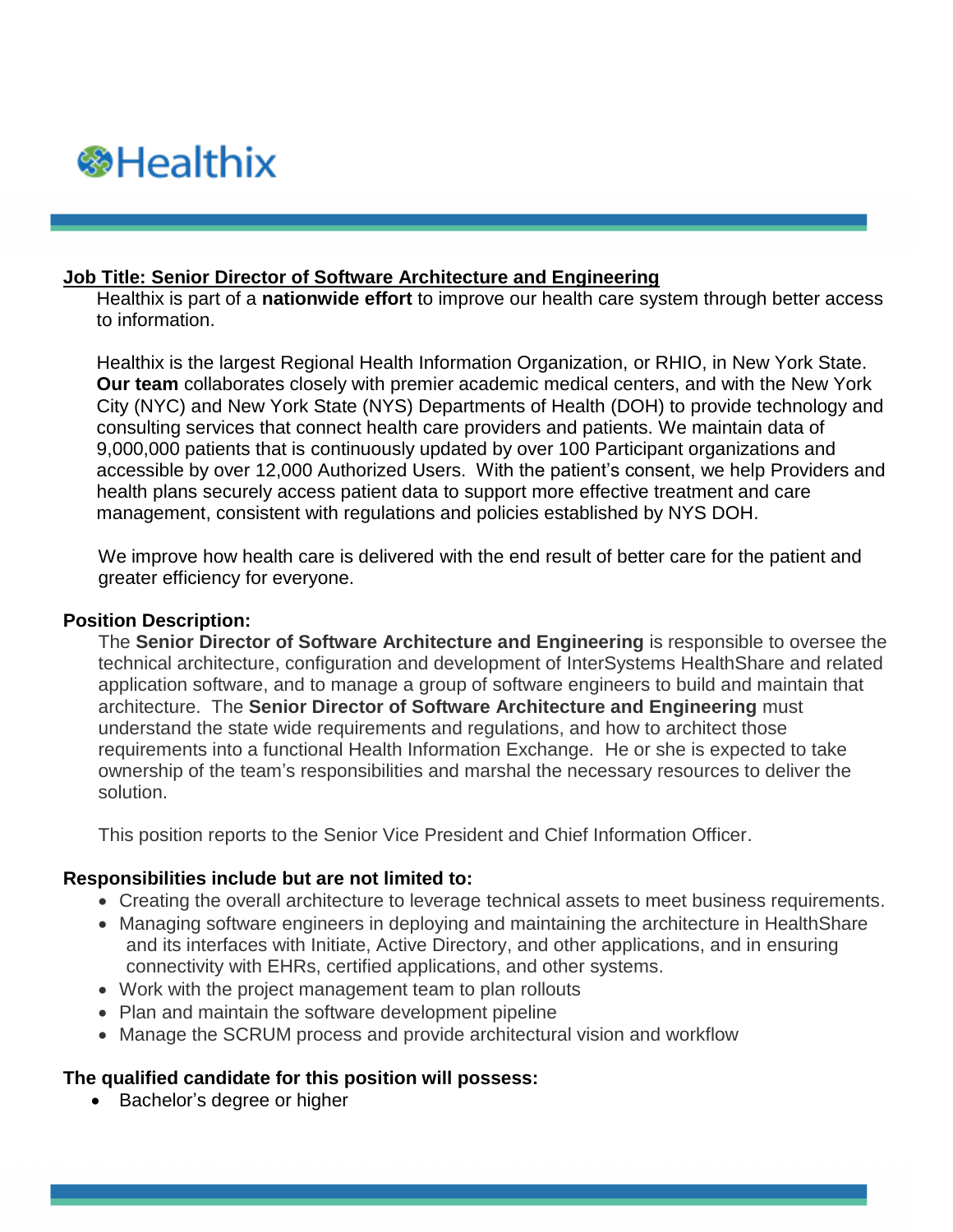Healthix

**Job Title: Senior Director of Software Architecture and Engineering**

Healthix is part of a **nationwide effort** to improve our health care system through better access to information.

Healthix is the largest Regional Health Information Organization, or RHIO, in New York State. **Our team** collaborates closely with premier academic medical centers, and with the New York City (NYC) and New York State (NYS) Departments of Health (DOH) to provide technology and consulting services that connect health care providers and patients. We maintain data of 9,000,000 patients that is continuously updated by over 100 Participant organizations and accessible by over 12,000 Authorized Users. With the patient's consent, we help Providers and health plans securely access patient data to support more effective treatment and care management, consistent with regulations and policies established by NYS DOH.

We improve how health care is delivered with the end result of better care for the patient and greater efficiency for everyone.

**Position Description:**

The **Senior Director of Software Architecture and Engineering** is responsible to oversee the technical architecture, configuration and development of InterSystems HealthShare and related application software, and to manage a group of software engineers to build and maintain that architecture. The **Senior Director of Software Architecture and Engineering** must understand the state wide requirements and regulations, and how to architect those requirements into a functional Health Information Exchange. He or she is expected to take ownership of the team's responsibilities and marshal the necessary resources to deliver the solution.

This position reports to the Senior Vice President and Chief Information Officer.

**Responsibilities include but are not limited to:**

- Creating the overall architecture to leverage technical assets to meet business requirements.
- Managing software engineers in deploying and maintaining the architecture in HealthShare and its interfaces with Initiate, Active Directory, and other applications, and in ensuring connectivity with EHRs, certified applications, and other systems.
- Work with the project management team to plan rollouts
- Plan and maintain the software development pipeline
- Manage the SCRUM process and provide architectural vision and workflow

**The qualified candidate for this position will possess:**

- Bachelor's degree or higher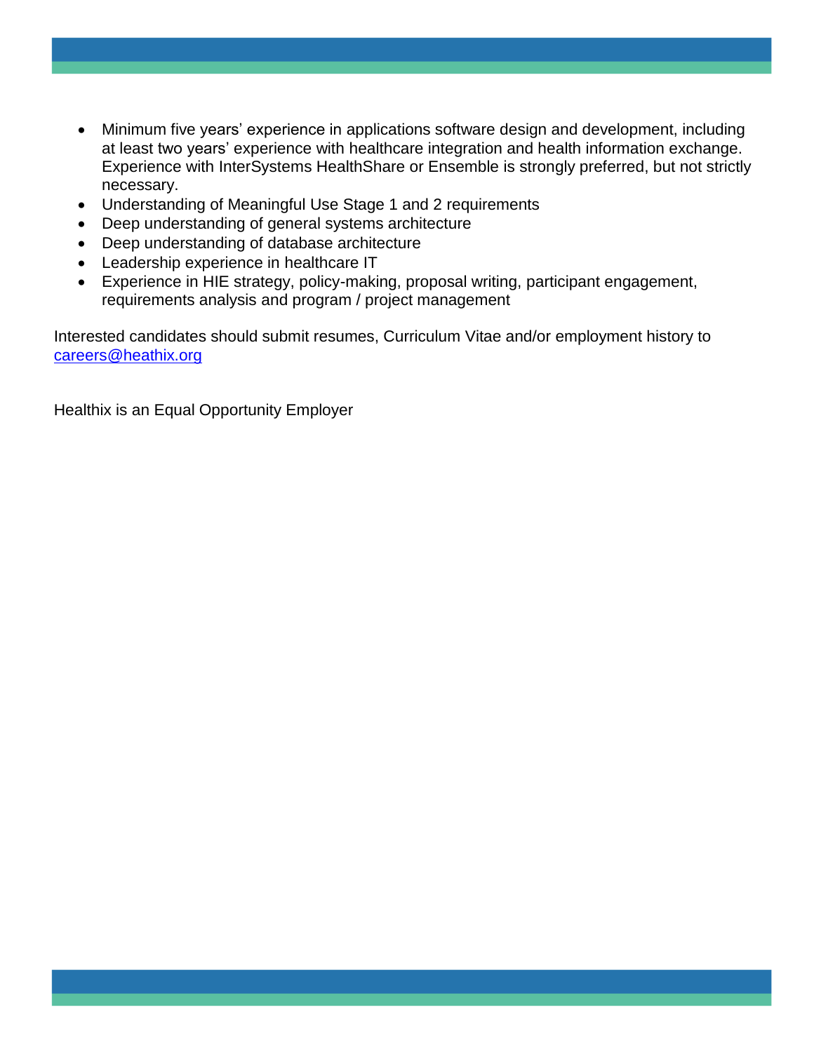- Minimum five years' experience in applications software design and development, including at least two years' experience with healthcare integration and health information exchange. Experience with InterSystems HealthShare or Ensemble is strongly preferred, but not strictly necessary.
- Understanding of Meaningful Use Stage 1 and 2 requirements
- Deep understanding of general systems architecture
- Deep understanding of database architecture
- Leadership experience in healthcare IT
- Experience in HIE strategy, policy-making, proposal writing, participant engagement, requirements analysis and program / project management

Interested candidates should submit resumes, Curriculum Vitae and/or employment history to careers@heathix.org

Healthix is an Equal Opportunity Employer